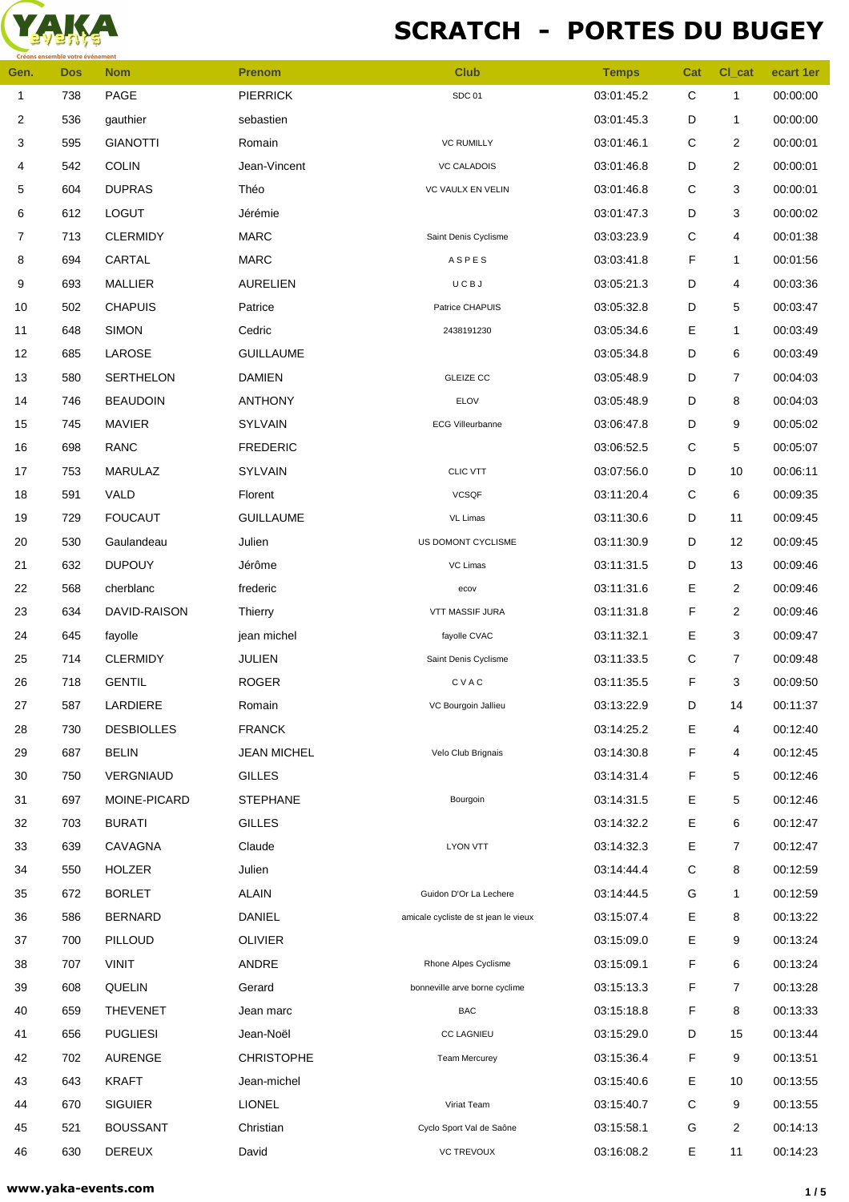# SCRATCH - PORTES DU BUGEY

| Gen. | Dos | Nom | Prenom | Club | Temps | Cat | Cl_cat | ecart 1er |
|---|---|---|---|---|---|---|---|---|
| 1 | 738 | PAGE | PIERRICK | SDC 01 | 03:01:45.2 | C | 1 | 00:00:00 |
| 2 | 536 | gauthier | sebastien | | 03:01:45.3 | D | 1 | 00:00:00 |
| 3 | 595 | GIANOTTI | Romain | VC RUMILLY | 03:01:46.1 | C | 2 | 00:00:01 |
| 4 | 542 | COLIN | Jean-Vincent | VC CALADOIS | 03:01:46.8 | D | 2 | 00:00:01 |
| 5 | 604 | DUPRAS | Théo | VC VAULX EN VELIN | 03:01:46.8 | C | 3 | 00:00:01 |
| 6 | 612 | LOGUT | Jérémie | | 03:01:47.3 | D | 3 | 00:00:02 |
| 7 | 713 | CLERMIDY | MARC | Saint Denis Cyclisme | 03:03:23.9 | C | 4 | 00:01:38 |
| 8 | 694 | CARTAL | MARC | A S P E S | 03:03:41.8 | F | 1 | 00:01:56 |
| 9 | 693 | MALLIER | AURELIEN | U C B J | 03:05:21.3 | D | 4 | 00:03:36 |
| 10 | 502 | CHAPUIS | Patrice | Patrice CHAPUIS | 03:05:32.8 | D | 5 | 00:03:47 |
| 11 | 648 | SIMON | Cedric | 2438191230 | 03:05:34.6 | E | 1 | 00:03:49 |
| 12 | 685 | LAROSE | GUILLAUME | | 03:05:34.8 | D | 6 | 00:03:49 |
| 13 | 580 | SERTHELON | DAMIEN | GLEIZE CC | 03:05:48.9 | D | 7 | 00:04:03 |
| 14 | 746 | BEAUDOIN | ANTHONY | ELOV | 03:05:48.9 | D | 8 | 00:04:03 |
| 15 | 745 | MAVIER | SYLVAIN | ECG Villeurbanne | 03:06:47.8 | D | 9 | 00:05:02 |
| 16 | 698 | RANC | FREDERIC | | 03:06:52.5 | C | 5 | 00:05:07 |
| 17 | 753 | MARULAZ | SYLVAIN | CLIC VTT | 03:07:56.0 | D | 10 | 00:06:11 |
| 18 | 591 | VALD | Florent | VCSQF | 03:11:20.4 | C | 6 | 00:09:35 |
| 19 | 729 | FOUCAUT | GUILLAUME | VL Limas | 03:11:30.6 | D | 11 | 00:09:45 |
| 20 | 530 | Gaulandeau | Julien | US DOMONT CYCLISME | 03:11:30.9 | D | 12 | 00:09:45 |
| 21 | 632 | DUPOUY | Jérôme | VC Limas | 03:11:31.5 | D | 13 | 00:09:46 |
| 22 | 568 | cherblanc | frederic | ecov | 03:11:31.6 | E | 2 | 00:09:46 |
| 23 | 634 | DAVID-RAISON | Thierry | VTT MASSIF JURA | 03:11:31.8 | F | 2 | 00:09:46 |
| 24 | 645 | fayolle | jean michel | fayolle CVAC | 03:11:32.1 | E | 3 | 00:09:47 |
| 25 | 714 | CLERMIDY | JULIEN | Saint Denis Cyclisme | 03:11:33.5 | C | 7 | 00:09:48 |
| 26 | 718 | GENTIL | ROGER | C V A C | 03:11:35.5 | F | 3 | 00:09:50 |
| 27 | 587 | LARDIERE | Romain | VC Bourgoin Jallieu | 03:13:22.9 | D | 14 | 00:11:37 |
| 28 | 730 | DESBIOLLES | FRANCK | | 03:14:25.2 | E | 4 | 00:12:40 |
| 29 | 687 | BELIN | JEAN MICHEL | Velo Club Brignais | 03:14:30.8 | F | 4 | 00:12:45 |
| 30 | 750 | VERGNIAUD | GILLES | | 03:14:31.4 | F | 5 | 00:12:46 |
| 31 | 697 | MOINE-PICARD | STEPHANE | Bourgoin | 03:14:31.5 | E | 5 | 00:12:46 |
| 32 | 703 | BURATI | GILLES | | 03:14:32.2 | E | 6 | 00:12:47 |
| 33 | 639 | CAVAGNA | Claude | LYON VTT | 03:14:32.3 | E | 7 | 00:12:47 |
| 34 | 550 | HOLZER | Julien | | 03:14:44.4 | C | 8 | 00:12:59 |
| 35 | 672 | BORLET | ALAIN | Guidon D'Or La Lechere | 03:14:44.5 | G | 1 | 00:12:59 |
| 36 | 586 | BERNARD | DANIEL | amicale cycliste de st jean le vieux | 03:15:07.4 | E | 8 | 00:13:22 |
| 37 | 700 | PILLOUD | OLIVIER | | 03:15:09.0 | E | 9 | 00:13:24 |
| 38 | 707 | VINIT | ANDRE | Rhone Alpes Cyclisme | 03:15:09.1 | F | 6 | 00:13:24 |
| 39 | 608 | QUELIN | Gerard | bonneville arve borne cyclime | 03:15:13.3 | F | 7 | 00:13:28 |
| 40 | 659 | THEVENET | Jean marc | BAC | 03:15:18.8 | F | 8 | 00:13:33 |
| 41 | 656 | PUGLIESI | Jean-Noël | CC LAGNIEU | 03:15:29.0 | D | 15 | 00:13:44 |
| 42 | 702 | AURENGE | CHRISTOPHE | Team Mercurey | 03:15:36.4 | F | 9 | 00:13:51 |
| 43 | 643 | KRAFT | Jean-michel | | 03:15:40.6 | E | 10 | 00:13:55 |
| 44 | 670 | SIGUIER | LIONEL | Viriat Team | 03:15:40.7 | C | 9 | 00:13:55 |
| 45 | 521 | BOUSSANT | Christian | Cyclo Sport Val de Saône | 03:15:58.1 | G | 2 | 00:14:13 |
| 46 | 630 | DEREUX | David | VC TREVOUX | 03:16:08.2 | E | 11 | 00:14:23 |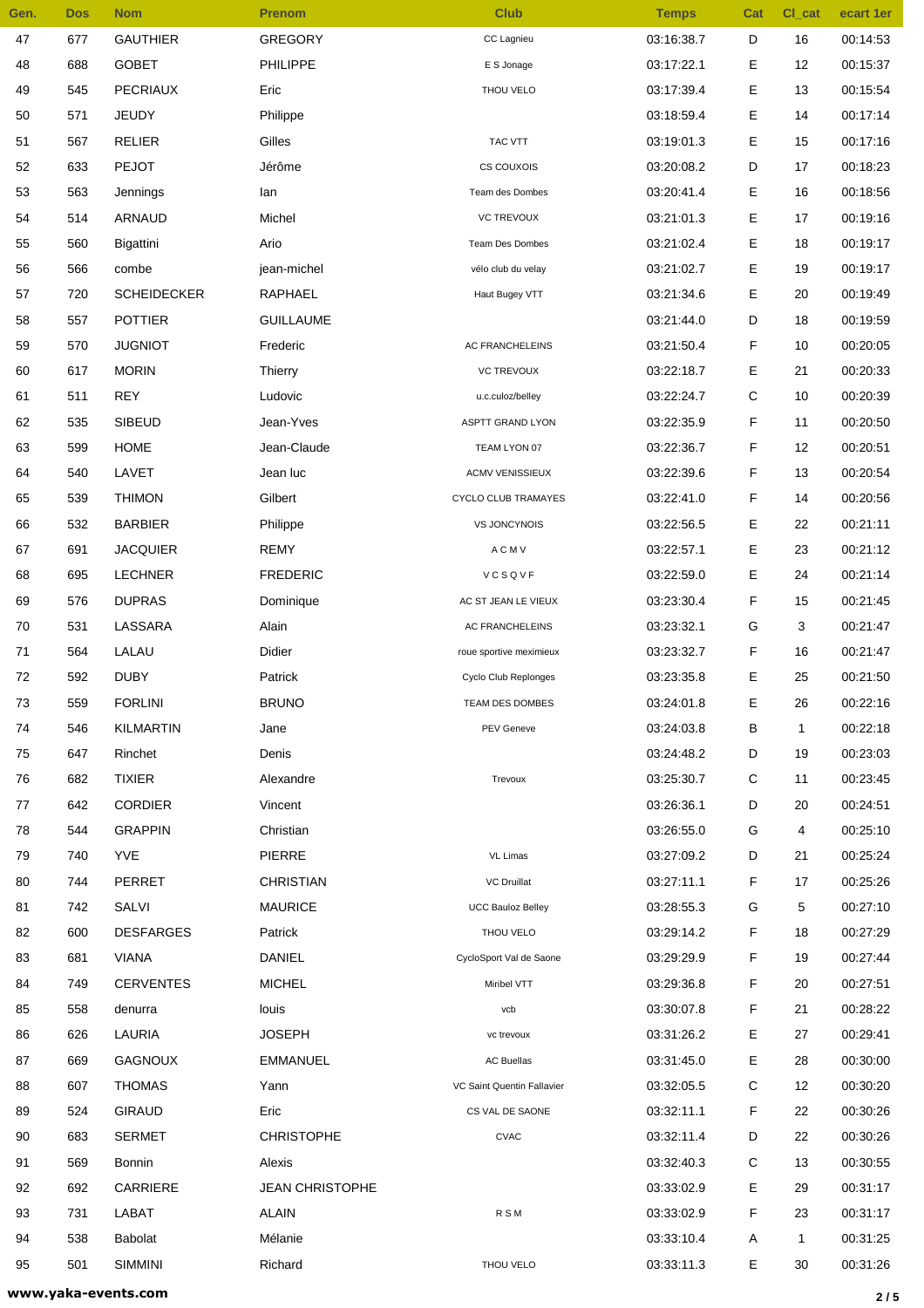| Gen. | Dos | Nom | Prenom | Club | Temps | Cat | Cl_cat | ecart 1er |
|---|---|---|---|---|---|---|---|---|
| 47 | 677 | GAUTHIER | GREGORY | CC Lagnieu | 03:16:38.7 | D | 16 | 00:14:53 |
| 48 | 688 | GOBET | PHILIPPE | E S Jonage | 03:17:22.1 | E | 12 | 00:15:37 |
| 49 | 545 | PECRIAUX | Eric | THOU VELO | 03:17:39.4 | E | 13 | 00:15:54 |
| 50 | 571 | JEUDY | Philippe | | 03:18:59.4 | E | 14 | 00:17:14 |
| 51 | 567 | RELIER | Gilles | TAC VTT | 03:19:01.3 | E | 15 | 00:17:16 |
| 52 | 633 | PEJOT | Jérôme | CS COUXOIS | 03:20:08.2 | D | 17 | 00:18:23 |
| 53 | 563 | Jennings | Ian | Team des Dombes | 03:20:41.4 | E | 16 | 00:18:56 |
| 54 | 514 | ARNAUD | Michel | VC TREVOUX | 03:21:01.3 | E | 17 | 00:19:16 |
| 55 | 560 | Bigattini | Ario | Team Des Dombes | 03:21:02.4 | E | 18 | 00:19:17 |
| 56 | 566 | combe | jean-michel | vélo club du velay | 03:21:02.7 | E | 19 | 00:19:17 |
| 57 | 720 | SCHEIDECKER | RAPHAEL | Haut Bugey VTT | 03:21:34.6 | E | 20 | 00:19:49 |
| 58 | 557 | POTTIER | GUILLAUME | | 03:21:44.0 | D | 18 | 00:19:59 |
| 59 | 570 | JUGNIOT | Frederic | AC FRANCHELEINS | 03:21:50.4 | F | 10 | 00:20:05 |
| 60 | 617 | MORIN | Thierry | VC TREVOUX | 03:22:18.7 | E | 21 | 00:20:33 |
| 61 | 511 | REY | Ludovic | u.c.culoz/belley | 03:22:24.7 | C | 10 | 00:20:39 |
| 62 | 535 | SIBEUD | Jean-Yves | ASPTT GRAND LYON | 03:22:35.9 | F | 11 | 00:20:50 |
| 63 | 599 | HOME | Jean-Claude | TEAM LYON 07 | 03:22:36.7 | F | 12 | 00:20:51 |
| 64 | 540 | LAVET | Jean luc | ACMV VENISSIEUX | 03:22:39.6 | F | 13 | 00:20:54 |
| 65 | 539 | THIMON | Gilbert | CYCLO CLUB TRAMAYES | 03:22:41.0 | F | 14 | 00:20:56 |
| 66 | 532 | BARBIER | Philippe | VS JONCYNOIS | 03:22:56.5 | E | 22 | 00:21:11 |
| 67 | 691 | JACQUIER | REMY | A C M V | 03:22:57.1 | E | 23 | 00:21:12 |
| 68 | 695 | LECHNER | FREDERIC | V C S Q V F | 03:22:59.0 | E | 24 | 00:21:14 |
| 69 | 576 | DUPRAS | Dominique | AC ST JEAN LE VIEUX | 03:23:30.4 | F | 15 | 00:21:45 |
| 70 | 531 | LASSARA | Alain | AC FRANCHELEINS | 03:23:32.1 | G | 3 | 00:21:47 |
| 71 | 564 | LALAU | Didier | roue sportive meximieux | 03:23:32.7 | F | 16 | 00:21:47 |
| 72 | 592 | DUBY | Patrick | Cyclo Club Replonges | 03:23:35.8 | E | 25 | 00:21:50 |
| 73 | 559 | FORLINI | BRUNO | TEAM DES DOMBES | 03:24:01.8 | E | 26 | 00:22:16 |
| 74 | 546 | KILMARTIN | Jane | PEV Geneve | 03:24:03.8 | B | 1 | 00:22:18 |
| 75 | 647 | Rinchet | Denis | | 03:24:48.2 | D | 19 | 00:23:03 |
| 76 | 682 | TIXIER | Alexandre | Trevoux | 03:25:30.7 | C | 11 | 00:23:45 |
| 77 | 642 | CORDIER | Vincent | | 03:26:36.1 | D | 20 | 00:24:51 |
| 78 | 544 | GRAPPIN | Christian | | 03:26:55.0 | G | 4 | 00:25:10 |
| 79 | 740 | YVE | PIERRE | VL Limas | 03:27:09.2 | D | 21 | 00:25:24 |
| 80 | 744 | PERRET | CHRISTIAN | VC Druillat | 03:27:11.1 | F | 17 | 00:25:26 |
| 81 | 742 | SALVI | MAURICE | UCC Bauloz Belley | 03:28:55.3 | G | 5 | 00:27:10 |
| 82 | 600 | DESFARGES | Patrick | THOU VELO | 03:29:14.2 | F | 18 | 00:27:29 |
| 83 | 681 | VIANA | DANIEL | CycloSport Val de Saone | 03:29:29.9 | F | 19 | 00:27:44 |
| 84 | 749 | CERVENTES | MICHEL | Miribel VTT | 03:29:36.8 | F | 20 | 00:27:51 |
| 85 | 558 | denurra | louis | vcb | 03:30:07.8 | F | 21 | 00:28:22 |
| 86 | 626 | LAURIA | JOSEPH | vc trevoux | 03:31:26.2 | E | 27 | 00:29:41 |
| 87 | 669 | GAGNOUX | EMMANUEL | AC Buellas | 03:31:45.0 | E | 28 | 00:30:00 |
| 88 | 607 | THOMAS | Yann | VC Saint Quentin Fallavier | 03:32:05.5 | C | 12 | 00:30:20 |
| 89 | 524 | GIRAUD | Eric | CS VAL DE SAONE | 03:32:11.1 | F | 22 | 00:30:26 |
| 90 | 683 | SERMET | CHRISTOPHE | CVAC | 03:32:11.4 | D | 22 | 00:30:26 |
| 91 | 569 | Bonnin | Alexis | | 03:32:40.3 | C | 13 | 00:30:55 |
| 92 | 692 | CARRIERE | JEAN CHRISTOPHE | | 03:33:02.9 | E | 29 | 00:31:17 |
| 93 | 731 | LABAT | ALAIN | R S M | 03:33:02.9 | F | 23 | 00:31:17 |
| 94 | 538 | Babolat | Mélanie | | 03:33:10.4 | A | 1 | 00:31:25 |
| 95 | 501 | SIMMINI | Richard | THOU VELO | 03:33:11.3 | E | 30 | 00:31:26 |

**www.yaka-events.com**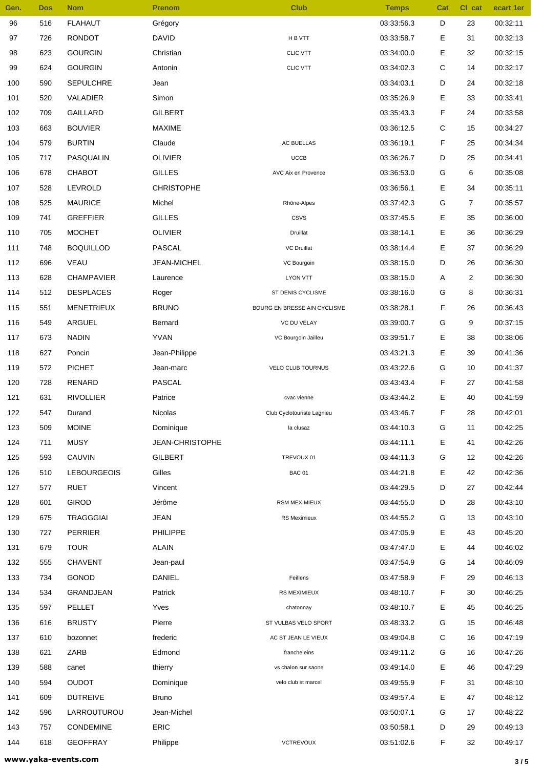| Gen. | Dos | Nom | Prenom | Club | Temps | Cat | Cl_cat | ecart 1er |
|---|---|---|---|---|---|---|---|---|
| 96 | 516 | FLAHAUT | Grégory | | 03:33:56.3 | D | 23 | 00:32:11 |
| 97 | 726 | RONDOT | DAVID | H B VTT | 03:33:58.7 | E | 31 | 00:32:13 |
| 98 | 623 | GOURGIN | Christian | CLIC VTT | 03:34:00.0 | E | 32 | 00:32:15 |
| 99 | 624 | GOURGIN | Antonin | CLIC VTT | 03:34:02.3 | C | 14 | 00:32:17 |
| 100 | 590 | SEPULCHRE | Jean | | 03:34:03.1 | D | 24 | 00:32:18 |
| 101 | 520 | VALADIER | Simon | | 03:35:26.9 | E | 33 | 00:33:41 |
| 102 | 709 | GAILLARD | GILBERT | | 03:35:43.3 | F | 24 | 00:33:58 |
| 103 | 663 | BOUVIER | MAXIME | | 03:36:12.5 | C | 15 | 00:34:27 |
| 104 | 579 | BURTIN | Claude | AC BUELLAS | 03:36:19.1 | F | 25 | 00:34:34 |
| 105 | 717 | PASQUALIN | OLIVIER | UCCB | 03:36:26.7 | D | 25 | 00:34:41 |
| 106 | 678 | CHABOT | GILLES | AVC Aix en Provence | 03:36:53.0 | G | 6 | 00:35:08 |
| 107 | 528 | LEVROLD | CHRISTOPHE | | 03:36:56.1 | E | 34 | 00:35:11 |
| 108 | 525 | MAURICE | Michel | Rhône-Alpes | 03:37:42.3 | G | 7 | 00:35:57 |
| 109 | 741 | GREFFIER | GILLES | CSVS | 03:37:45.5 | E | 35 | 00:36:00 |
| 110 | 705 | MOCHET | OLIVIER | Druillat | 03:38:14.1 | E | 36 | 00:36:29 |
| 111 | 748 | BOQUILLOD | PASCAL | VC Druillat | 03:38:14.4 | E | 37 | 00:36:29 |
| 112 | 696 | VEAU | JEAN-MICHEL | VC Bourgoin | 03:38:15.0 | D | 26 | 00:36:30 |
| 113 | 628 | CHAMPAVIER | Laurence | LYON VTT | 03:38:15.0 | A | 2 | 00:36:30 |
| 114 | 512 | DESPLACES | Roger | ST DENIS CYCLISME | 03:38:16.0 | G | 8 | 00:36:31 |
| 115 | 551 | MENETRIEUX | BRUNO | BOURG EN BRESSE AIN CYCLISME | 03:38:28.1 | F | 26 | 00:36:43 |
| 116 | 549 | ARGUEL | Bernard | VC DU VELAY | 03:39:00.7 | G | 9 | 00:37:15 |
| 117 | 673 | NADIN | YVAN | VC Bourgoin Jailleu | 03:39:51.7 | E | 38 | 00:38:06 |
| 118 | 627 | Poncin | Jean-Philippe | | 03:43:21.3 | E | 39 | 00:41:36 |
| 119 | 572 | PICHET | Jean-marc | VELO CLUB TOURNUS | 03:43:22.6 | G | 10 | 00:41:37 |
| 120 | 728 | RENARD | PASCAL | | 03:43:43.4 | F | 27 | 00:41:58 |
| 121 | 631 | RIVOLLIER | Patrice | cvac vienne | 03:43:44.2 | E | 40 | 00:41:59 |
| 122 | 547 | Durand | Nicolas | Club Cyclotouriste Lagnieu | 03:43:46.7 | F | 28 | 00:42:01 |
| 123 | 509 | MOINE | Dominique | la clusaz | 03:44:10.3 | G | 11 | 00:42:25 |
| 124 | 711 | MUSY | JEAN-CHRISTOPHE | | 03:44:11.1 | E | 41 | 00:42:26 |
| 125 | 593 | CAUVIN | GILBERT | TREVOUX 01 | 03:44:11.3 | G | 12 | 00:42:26 |
| 126 | 510 | LEBOURGEOIS | Gilles | BAC 01 | 03:44:21.8 | E | 42 | 00:42:36 |
| 127 | 577 | RUET | Vincent | | 03:44:29.5 | D | 27 | 00:42:44 |
| 128 | 601 | GIROD | Jérôme | RSM MEXIMIEUX | 03:44:55.0 | D | 28 | 00:43:10 |
| 129 | 675 | TRAGGGIAI | JEAN | RS Meximieux | 03:44:55.2 | G | 13 | 00:43:10 |
| 130 | 727 | PERRIER | PHILIPPE | | 03:47:05.9 | E | 43 | 00:45:20 |
| 131 | 679 | TOUR | ALAIN | | 03:47:47.0 | E | 44 | 00:46:02 |
| 132 | 555 | CHAVENT | Jean-paul | | 03:47:54.9 | G | 14 | 00:46:09 |
| 133 | 734 | GONOD | DANIEL | Feillens | 03:47:58.9 | F | 29 | 00:46:13 |
| 134 | 534 | GRANDJEAN | Patrick | RS MEXIMIEUX | 03:48:10.7 | F | 30 | 00:46:25 |
| 135 | 597 | PELLET | Yves | chatonnay | 03:48:10.7 | E | 45 | 00:46:25 |
| 136 | 616 | BRUSTY | Pierre | ST VULBAS VELO SPORT | 03:48:33.2 | G | 15 | 00:46:48 |
| 137 | 610 | bozonnet | frederic | AC ST JEAN LE VIEUX | 03:49:04.8 | C | 16 | 00:47:19 |
| 138 | 621 | ZARB | Edmond | francheleins | 03:49:11.2 | G | 16 | 00:47:26 |
| 139 | 588 | canet | thierry | vs chalon sur saone | 03:49:14.0 | E | 46 | 00:47:29 |
| 140 | 594 | OUDOT | Dominique | velo club st marcel | 03:49:55.9 | F | 31 | 00:48:10 |
| 141 | 609 | DUTREIVE | Bruno | | 03:49:57.4 | E | 47 | 00:48:12 |
| 142 | 596 | LARROUTUROU | Jean-Michel | | 03:50:07.1 | G | 17 | 00:48:22 |
| 143 | 757 | CONDEMINE | ERIC | | 03:50:58.1 | D | 29 | 00:49:13 |
| 144 | 618 | GEOFFRAY | Philippe | VCTREVOUX | 03:51:02.6 | F | 32 | 00:49:17 |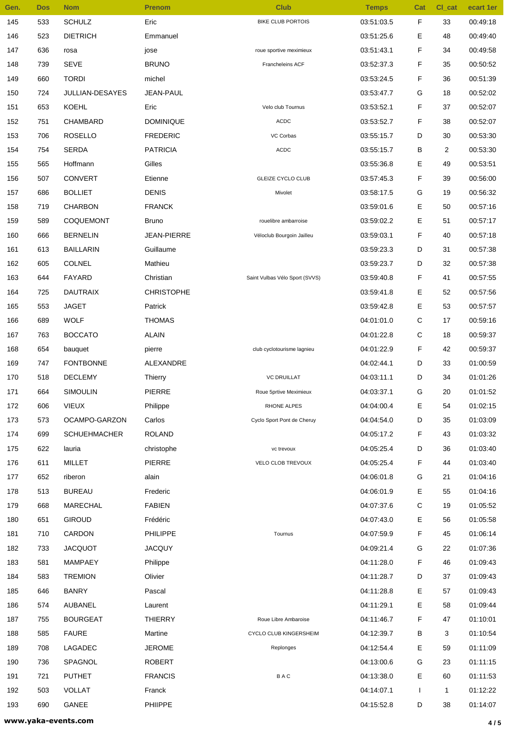| Gen. | Dos | Nom | Prenom | Club | Temps | Cat | Cl_cat | ecart 1er |
|---|---|---|---|---|---|---|---|---|
| 145 | 533 | SCHULZ | Eric | BIKE CLUB PORTOIS | 03:51:03.5 | F | 33 | 00:49:18 |
| 146 | 523 | DIETRICH | Emmanuel | | 03:51:25.6 | E | 48 | 00:49:40 |
| 147 | 636 | rosa | jose | roue sportive meximieux | 03:51:43.1 | F | 34 | 00:49:58 |
| 148 | 739 | SEVE | BRUNO | Francheleins ACF | 03:52:37.3 | F | 35 | 00:50:52 |
| 149 | 660 | TORDI | michel | | 03:53:24.5 | F | 36 | 00:51:39 |
| 150 | 724 | JULLIAN-DESAYES | JEAN-PAUL | | 03:53:47.7 | G | 18 | 00:52:02 |
| 151 | 653 | KOEHL | Eric | Velo club Tournus | 03:53:52.1 | F | 37 | 00:52:07 |
| 152 | 751 | CHAMBARD | DOMINIQUE | ACDC | 03:53:52.7 | F | 38 | 00:52:07 |
| 153 | 706 | ROSELLO | FREDERIC | VC Corbas | 03:55:15.7 | D | 30 | 00:53:30 |
| 154 | 754 | SERDA | PATRICIA | ACDC | 03:55:15.7 | B | 2 | 00:53:30 |
| 155 | 565 | Hoffmann | Gilles | | 03:55:36.8 | E | 49 | 00:53:51 |
| 156 | 507 | CONVERT | Etienne | GLEIZE CYCLO CLUB | 03:57:45.3 | F | 39 | 00:56:00 |
| 157 | 686 | BOLLIET | DENIS | Mivolet | 03:58:17.5 | G | 19 | 00:56:32 |
| 158 | 719 | CHARBON | FRANCK | | 03:59:01.6 | E | 50 | 00:57:16 |
| 159 | 589 | COQUEMONT | Bruno | rouelibre ambarroise | 03:59:02.2 | E | 51 | 00:57:17 |
| 160 | 666 | BERNELIN | JEAN-PIERRE | Véloclub Bourgoin Jailleu | 03:59:03.1 | F | 40 | 00:57:18 |
| 161 | 613 | BAILLARIN | Guillaume | | 03:59:23.3 | D | 31 | 00:57:38 |
| 162 | 605 | COLNEL | Mathieu | | 03:59:23.7 | D | 32 | 00:57:38 |
| 163 | 644 | FAYARD | Christian | Saint Vulbas Vélo Sport (SVVS) | 03:59:40.8 | F | 41 | 00:57:55 |
| 164 | 725 | DAUTRAIX | CHRISTOPHE | | 03:59:41.8 | E | 52 | 00:57:56 |
| 165 | 553 | JAGET | Patrick | | 03:59:42.8 | E | 53 | 00:57:57 |
| 166 | 689 | WOLF | THOMAS | | 04:01:01.0 | C | 17 | 00:59:16 |
| 167 | 763 | BOCCATO | ALAIN | | 04:01:22.8 | C | 18 | 00:59:37 |
| 168 | 654 | bauquet | pierre | club cyclotourisme lagnieu | 04:01:22.9 | F | 42 | 00:59:37 |
| 169 | 747 | FONTBONNE | ALEXANDRE | | 04:02:44.1 | D | 33 | 01:00:59 |
| 170 | 518 | DECLEMY | Thierry | VC DRUILLAT | 04:03:11.1 | D | 34 | 01:01:26 |
| 171 | 664 | SIMOULIN | PIERRE | Roue 5prtive Meximieux | 04:03:37.1 | G | 20 | 01:01:52 |
| 172 | 606 | VIEUX | Philippe | RHONE ALPES | 04:04:00.4 | E | 54 | 01:02:15 |
| 173 | 573 | OCAMPO-GARZON | Carlos | Cyclo Sport Pont de Cheruy | 04:04:54.0 | D | 35 | 01:03:09 |
| 174 | 699 | SCHUEHMACHER | ROLAND | | 04:05:17.2 | F | 43 | 01:03:32 |
| 175 | 622 | lauria | christophe | vc trevoux | 04:05:25.4 | D | 36 | 01:03:40 |
| 176 | 611 | MILLET | PIERRE | VELO CLOB TREVOUX | 04:05:25.4 | F | 44 | 01:03:40 |
| 177 | 652 | riberon | alain | | 04:06:01.8 | G | 21 | 01:04:16 |
| 178 | 513 | BUREAU | Frederic | | 04:06:01.9 | E | 55 | 01:04:16 |
| 179 | 668 | MARECHAL | FABIEN | | 04:07:37.6 | C | 19 | 01:05:52 |
| 180 | 651 | GIROUD | Frédéric | | 04:07:43.0 | E | 56 | 01:05:58 |
| 181 | 710 | CARDON | PHILIPPE | Tournus | 04:07:59.9 | F | 45 | 01:06:14 |
| 182 | 733 | JACQUOT | JACQUY | | 04:09:21.4 | G | 22 | 01:07:36 |
| 183 | 581 | MAMPAEY | Philippe | | 04:11:28.0 | F | 46 | 01:09:43 |
| 184 | 583 | TREMION | Olivier | | 04:11:28.7 | D | 37 | 01:09:43 |
| 185 | 646 | BANRY | Pascal | | 04:11:28.8 | E | 57 | 01:09:43 |
| 186 | 574 | AUBANEL | Laurent | | 04:11:29.1 | E | 58 | 01:09:44 |
| 187 | 755 | BOURGEAT | THIERRY | Roue Libre Ambaroise | 04:11:46.7 | F | 47 | 01:10:01 |
| 188 | 585 | FAURE | Martine | CYCLO CLUB KINGERSHEIM | 04:12:39.7 | B | 3 | 01:10:54 |
| 189 | 708 | LAGADEC | JEROME | Replonges | 04:12:54.4 | E | 59 | 01:11:09 |
| 190 | 736 | SPAGNOL | ROBERT | | 04:13:00.6 | G | 23 | 01:11:15 |
| 191 | 721 | PUTHET | FRANCIS | B A C | 04:13:38.0 | E | 60 | 01:11:53 |
| 192 | 503 | VOLLAT | Franck | | 04:14:07.1 | I | 1 | 01:12:22 |
| 193 | 690 | GANEE | PHIIPPE | | 04:15:52.8 | D | 38 | 01:14:07 |

www.yaka-events.com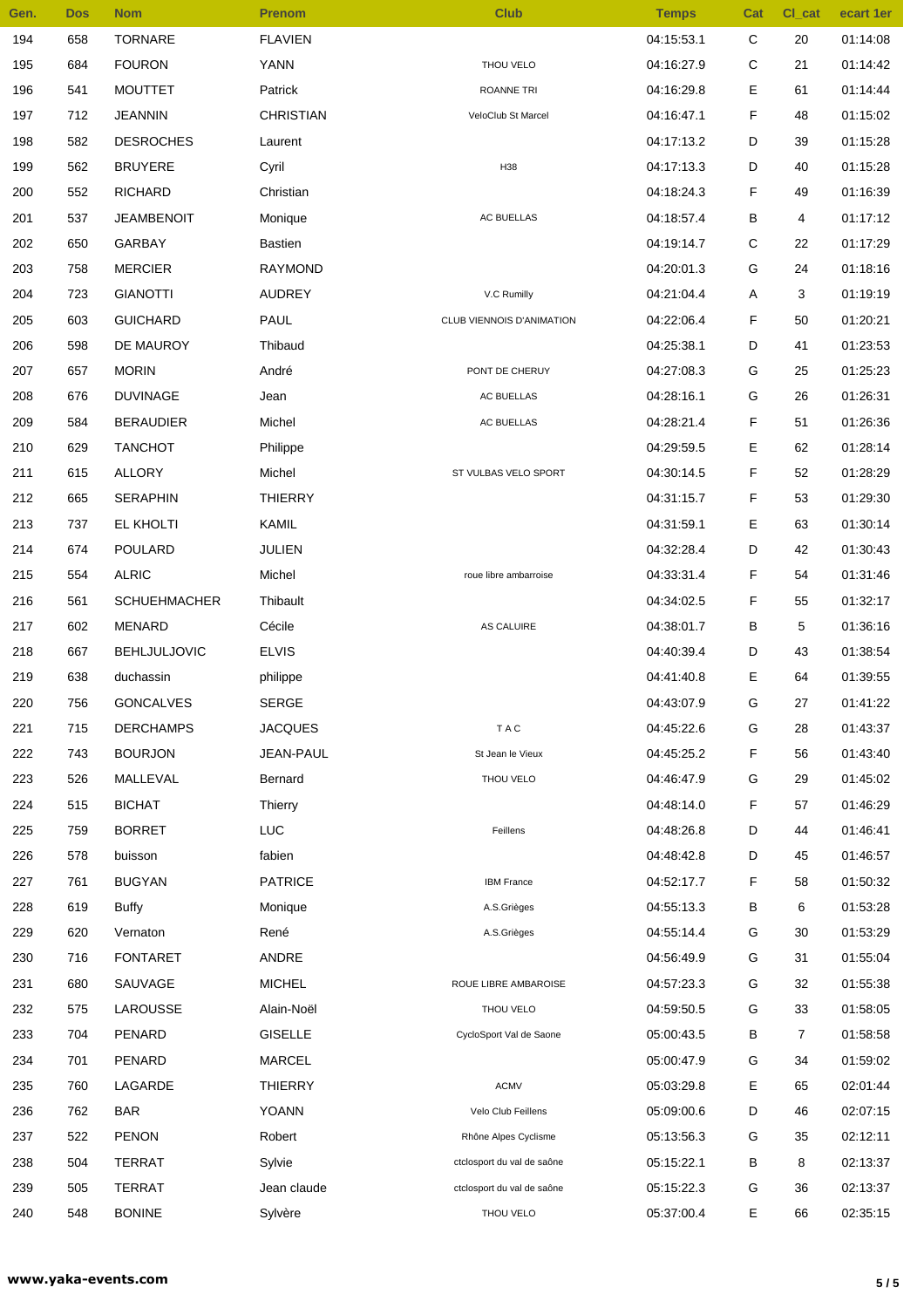| Gen. | Dos | Nom | Prenom | Club | Temps | Cat | Cl_cat | ecart 1er |
|---|---|---|---|---|---|---|---|---|
| 194 | 658 | TORNARE | FLAVIEN | | 04:15:53.1 | C | 20 | 01:14:08 |
| 195 | 684 | FOURON | YANN | THOU VELO | 04:16:27.9 | C | 21 | 01:14:42 |
| 196 | 541 | MOUTTET | Patrick | ROANNE TRI | 04:16:29.8 | E | 61 | 01:14:44 |
| 197 | 712 | JEANNIN | CHRISTIAN | VeloClub St Marcel | 04:16:47.1 | F | 48 | 01:15:02 |
| 198 | 582 | DESROCHES | Laurent | | 04:17:13.2 | D | 39 | 01:15:28 |
| 199 | 562 | BRUYERE | Cyril | H38 | 04:17:13.3 | D | 40 | 01:15:28 |
| 200 | 552 | RICHARD | Christian | | 04:18:24.3 | F | 49 | 01:16:39 |
| 201 | 537 | JEAMBENOIT | Monique | AC BUELLAS | 04:18:57.4 | B | 4 | 01:17:12 |
| 202 | 650 | GARBAY | Bastien | | 04:19:14.7 | C | 22 | 01:17:29 |
| 203 | 758 | MERCIER | RAYMOND | | 04:20:01.3 | G | 24 | 01:18:16 |
| 204 | 723 | GIANOTTI | AUDREY | V.C Rumilly | 04:21:04.4 | A | 3 | 01:19:19 |
| 205 | 603 | GUICHARD | PAUL | CLUB VIENNOIS D'ANIMATION | 04:22:06.4 | F | 50 | 01:20:21 |
| 206 | 598 | DE MAUROY | Thibaud | | 04:25:38.1 | D | 41 | 01:23:53 |
| 207 | 657 | MORIN | André | PONT DE CHERUY | 04:27:08.3 | G | 25 | 01:25:23 |
| 208 | 676 | DUVINAGE | Jean | AC BUELLAS | 04:28:16.1 | G | 26 | 01:26:31 |
| 209 | 584 | BERAUDIER | Michel | AC BUELLAS | 04:28:21.4 | F | 51 | 01:26:36 |
| 210 | 629 | TANCHOT | Philippe | | 04:29:59.5 | E | 62 | 01:28:14 |
| 211 | 615 | ALLORY | Michel | ST VULBAS VELO SPORT | 04:30:14.5 | F | 52 | 01:28:29 |
| 212 | 665 | SERAPHIN | THIERRY | | 04:31:15.7 | F | 53 | 01:29:30 |
| 213 | 737 | EL KHOLTI | KAMIL | | 04:31:59.1 | E | 63 | 01:30:14 |
| 214 | 674 | POULARD | JULIEN | | 04:32:28.4 | D | 42 | 01:30:43 |
| 215 | 554 | ALRIC | Michel | roue libre ambarroise | 04:33:31.4 | F | 54 | 01:31:46 |
| 216 | 561 | SCHUEHMACHER | Thibault | | 04:34:02.5 | F | 55 | 01:32:17 |
| 217 | 602 | MENARD | Cécile | AS CALUIRE | 04:38:01.7 | B | 5 | 01:36:16 |
| 218 | 667 | BEHLJULJOVIC | ELVIS | | 04:40:39.4 | D | 43 | 01:38:54 |
| 219 | 638 | duchassin | philippe | | 04:41:40.8 | E | 64 | 01:39:55 |
| 220 | 756 | GONCALVES | SERGE | | 04:43:07.9 | G | 27 | 01:41:22 |
| 221 | 715 | DERCHAMPS | JACQUES | T A C | 04:45:22.6 | G | 28 | 01:43:37 |
| 222 | 743 | BOURJON | JEAN-PAUL | St Jean le Vieux | 04:45:25.2 | F | 56 | 01:43:40 |
| 223 | 526 | MALLEVAL | Bernard | THOU VELO | 04:46:47.9 | G | 29 | 01:45:02 |
| 224 | 515 | BICHAT | Thierry | | 04:48:14.0 | F | 57 | 01:46:29 |
| 225 | 759 | BORRET | LUC | Feillens | 04:48:26.8 | D | 44 | 01:46:41 |
| 226 | 578 | buisson | fabien | | 04:48:42.8 | D | 45 | 01:46:57 |
| 227 | 761 | BUGYAN | PATRICE | IBM France | 04:52:17.7 | F | 58 | 01:50:32 |
| 228 | 619 | Buffy | Monique | A.S.Grièges | 04:55:13.3 | B | 6 | 01:53:28 |
| 229 | 620 | Vernaton | René | A.S.Grièges | 04:55:14.4 | G | 30 | 01:53:29 |
| 230 | 716 | FONTARET | ANDRE | | 04:56:49.9 | G | 31 | 01:55:04 |
| 231 | 680 | SAUVAGE | MICHEL | ROUE LIBRE AMBAROISE | 04:57:23.3 | G | 32 | 01:55:38 |
| 232 | 575 | LAROUSSE | Alain-Noël | THOU VELO | 04:59:50.5 | G | 33 | 01:58:05 |
| 233 | 704 | PENARD | GISELLE | CycloSport Val de Saone | 05:00:43.5 | B | 7 | 01:58:58 |
| 234 | 701 | PENARD | MARCEL | | 05:00:47.9 | G | 34 | 01:59:02 |
| 235 | 760 | LAGARDE | THIERRY | ACMV | 05:03:29.8 | E | 65 | 02:01:44 |
| 236 | 762 | BAR | YOANN | Velo Club Feillens | 05:09:00.6 | D | 46 | 02:07:15 |
| 237 | 522 | PENON | Robert | Rhône Alpes Cyclisme | 05:13:56.3 | G | 35 | 02:12:11 |
| 238 | 504 | TERRAT | Sylvie | ctclosport du val de saône | 05:15:22.1 | B | 8 | 02:13:37 |
| 239 | 505 | TERRAT | Jean claude | ctclosport du val de saône | 05:15:22.3 | G | 36 | 02:13:37 |
| 240 | 548 | BONINE | Sylvère | THOU VELO | 05:37:00.4 | E | 66 | 02:35:15 |

**www.yaka-events.com**